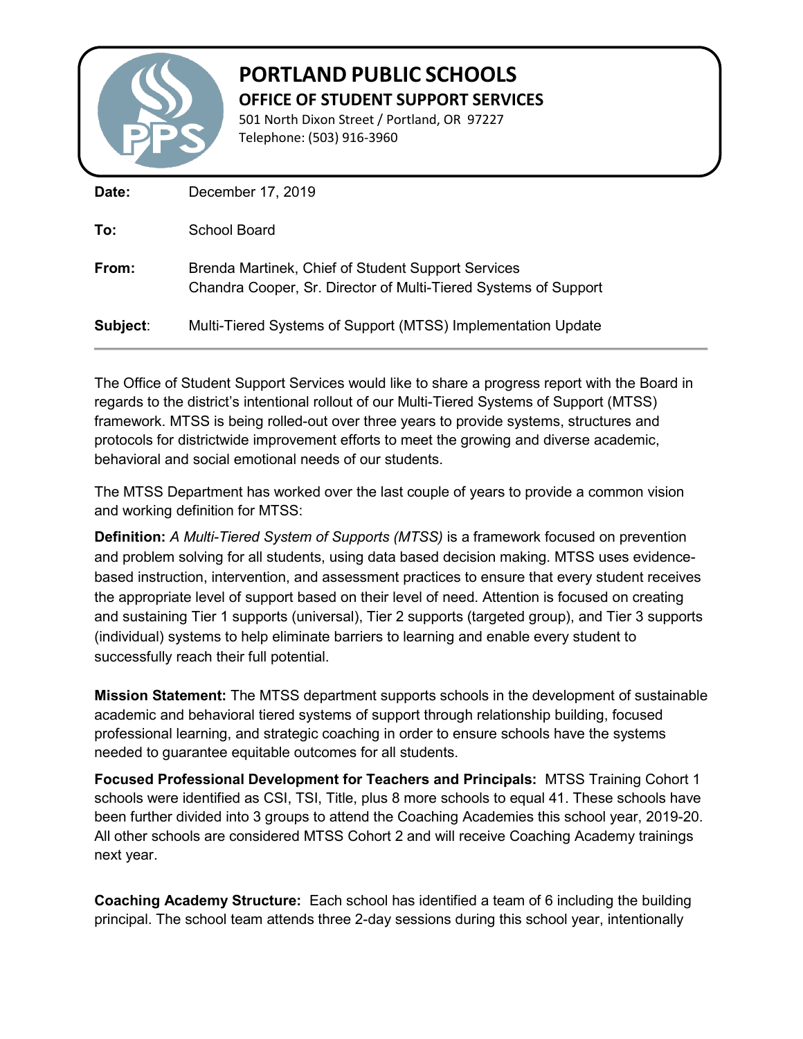# PORTLAND PUBLIC SCHOOLS

## OFFICE OF STUDENT SUPPORT SERVICES

501 North Dixon Street / Portland, OR 97227
Telephone: (503) 916-3960

**Date:** December 17, 2019

**To:** School Board

**From:** Brenda Martinek, Chief of Student Support Services
Chandra Cooper, Sr. Director of Multi-Tiered Systems of Support

**Subject**: Multi-Tiered Systems of Support (MTSS) Implementation Update

---

The Office of Student Support Services would like to share a progress report with the Board in regards to the district's intentional rollout of our Multi-Tiered Systems of Support (MTSS) framework. MTSS is being rolled-out over three years to provide systems, structures and protocols for districtwide improvement efforts to meet the growing and diverse academic, behavioral and social emotional needs of our students.

The MTSS Department has worked over the last couple of years to provide a common vision and working definition for MTSS:

**Definition:** *A Multi-Tiered System of Supports (MTSS)* is a framework focused on prevention and problem solving for all students, using data based decision making. MTSS uses evidence-based instruction, intervention, and assessment practices to ensure that every student receives the appropriate level of support based on their level of need. Attention is focused on creating and sustaining Tier 1 supports (universal), Tier 2 supports (targeted group), and Tier 3 supports (individual) systems to help eliminate barriers to learning and enable every student to successfully reach their full potential.

**Mission Statement:** The MTSS department supports schools in the development of sustainable academic and behavioral tiered systems of support through relationship building, focused professional learning, and strategic coaching in order to ensure schools have the systems needed to guarantee equitable outcomes for all students.

**Focused Professional Development for Teachers and Principals:** MTSS Training Cohort 1 schools were identified as CSI, TSI, Title, plus 8 more schools to equal 41. These schools have been further divided into 3 groups to attend the Coaching Academies this school year, 2019-20. All other schools are considered MTSS Cohort 2 and will receive Coaching Academy trainings next year.

**Coaching Academy Structure:** Each school has identified a team of 6 including the building principal. The school team attends three 2-day sessions during this school year, intentionally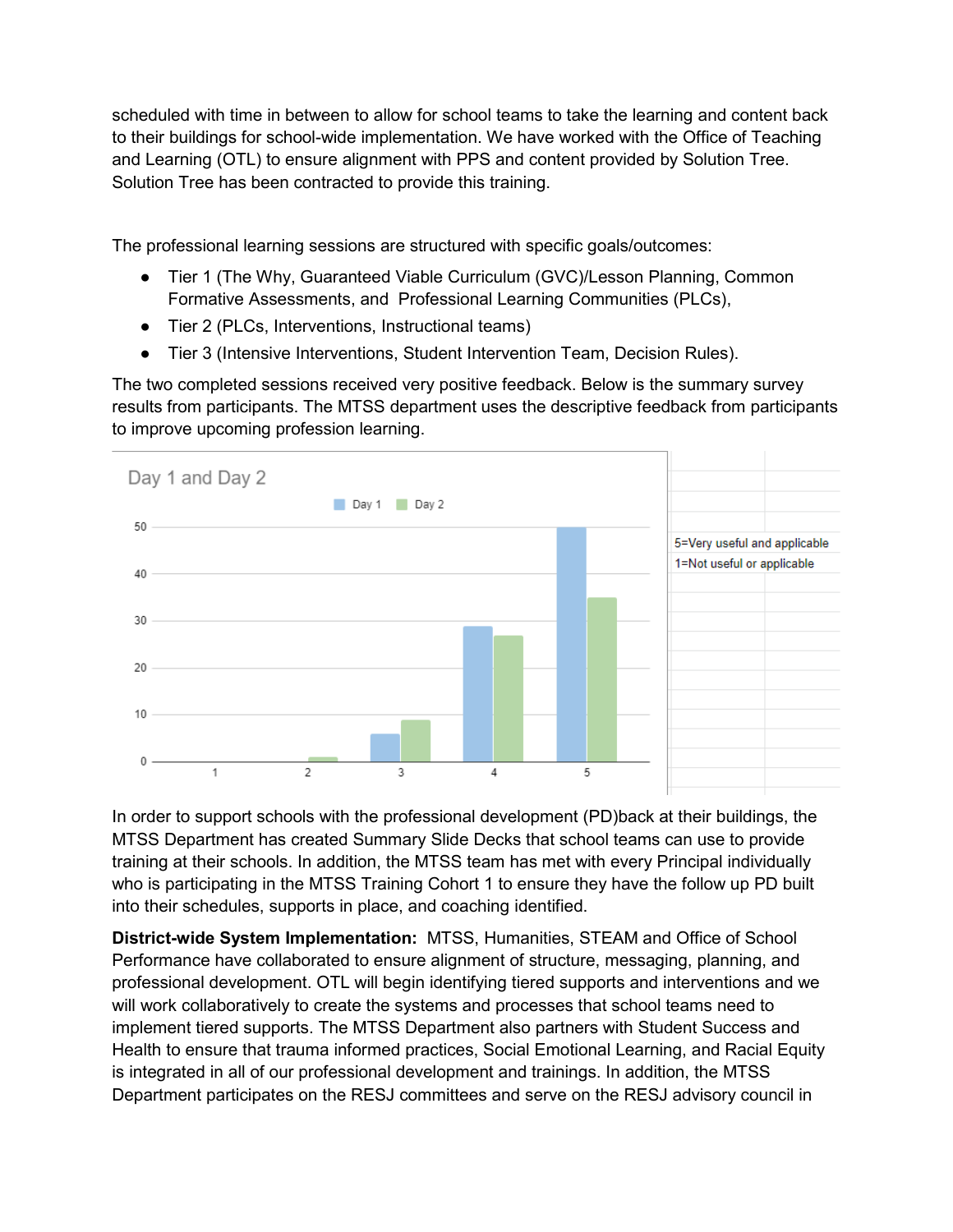scheduled with time in between to allow for school teams to take the learning and content back to their buildings for school-wide implementation. We have worked with the Office of Teaching and Learning (OTL) to ensure alignment with PPS and content provided by Solution Tree. Solution Tree has been contracted to provide this training.

The professional learning sessions are structured with specific goals/outcomes:

- Tier 1 (The Why, Guaranteed Viable Curriculum (GVC)/Lesson Planning, Common Formative Assessments, and Professional Learning Communities (PLCs),
- Tier 2 (PLCs, Interventions, Instructional teams)
- Tier 3 (Intensive Interventions, Student Intervention Team, Decision Rules).

The two completed sessions received very positive feedback. Below is the summary survey results from participants. The MTSS department uses the descriptive feedback from participants to improve upcoming profession learning.

**Day 1 and Day 2**

5=Very useful and applicable

1=Not useful or applicable

In order to support schools with the professional development (PD)back at their buildings, the MTSS Department has created Summary Slide Decks that school teams can use to provide training at their schools. In addition, the MTSS team has met with every Principal individually who is participating in the MTSS Training Cohort 1 to ensure they have the follow up PD built into their schedules, supports in place, and coaching identified.

**District-wide System Implementation:** MTSS, Humanities, STEAM and Office of School Performance have collaborated to ensure alignment of structure, messaging, planning, and professional development. OTL will begin identifying tiered supports and interventions and we will work collaboratively to create the systems and processes that school teams need to implement tiered supports. The MTSS Department also partners with Student Success and Health to ensure that trauma informed practices, Social Emotional Learning, and Racial Equity is integrated in all of our professional development and trainings. In addition, the MTSS Department participates on the RESJ committees and serve on the RESJ advisory council in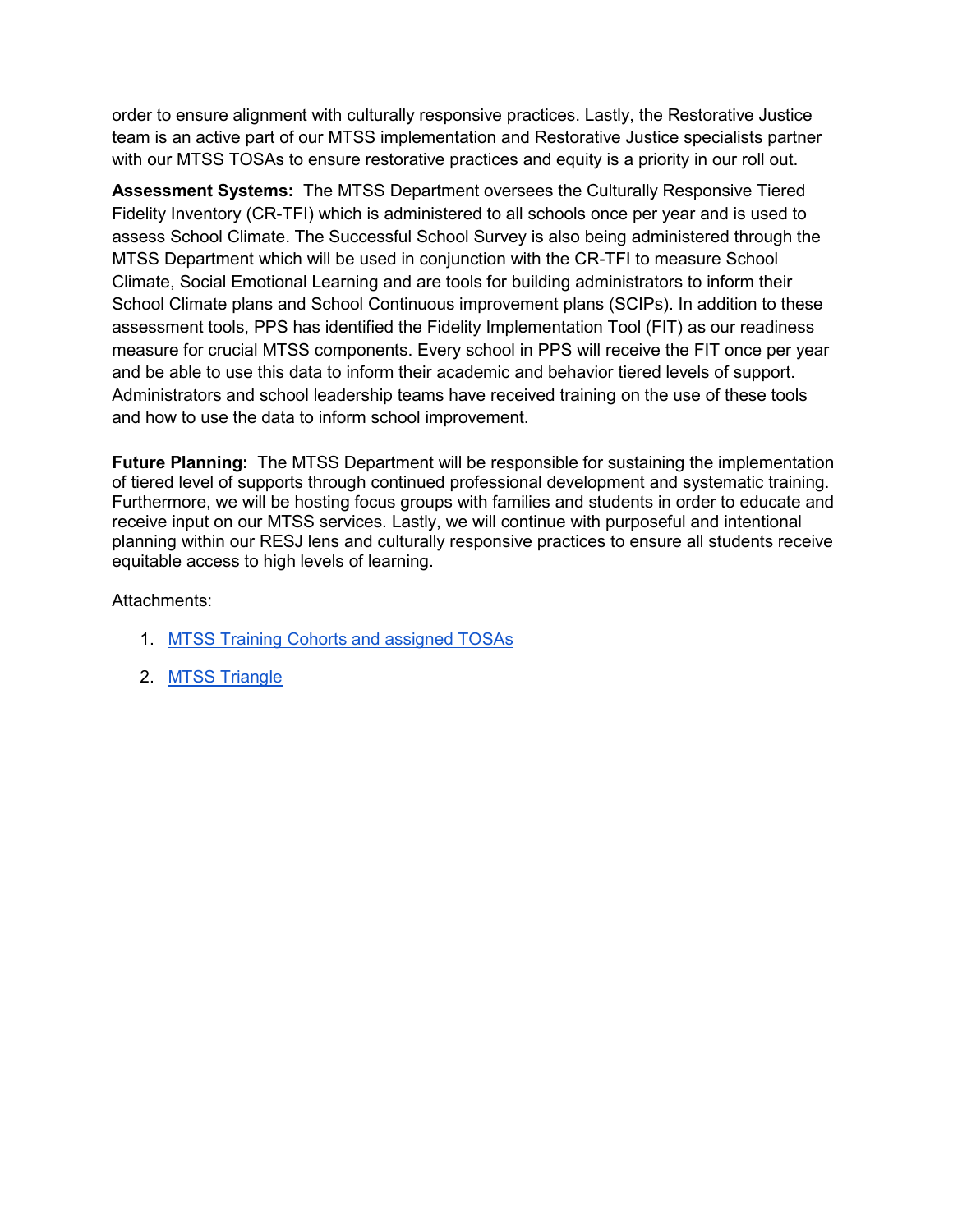order to ensure alignment with culturally responsive practices. Lastly, the Restorative Justice team is an active part of our MTSS implementation and Restorative Justice specialists partner with our MTSS TOSAs to ensure restorative practices and equity is a priority in our roll out.

**Assessment Systems:** The MTSS Department oversees the Culturally Responsive Tiered Fidelity Inventory (CR-TFI) which is administered to all schools once per year and is used to assess School Climate. The Successful School Survey is also being administered through the MTSS Department which will be used in conjunction with the CR-TFI to measure School Climate, Social Emotional Learning and are tools for building administrators to inform their School Climate plans and School Continuous improvement plans (SCIPs). In addition to these assessment tools, PPS has identified the Fidelity Implementation Tool (FIT) as our readiness measure for crucial MTSS components. Every school in PPS will receive the FIT once per year and be able to use this data to inform their academic and behavior tiered levels of support. Administrators and school leadership teams have received training on the use of these tools and how to use the data to inform school improvement.

**Future Planning:** The MTSS Department will be responsible for sustaining the implementation of tiered level of supports through continued professional development and systematic training. Furthermore, we will be hosting focus groups with families and students in order to educate and receive input on our MTSS services. Lastly, we will continue with purposeful and intentional planning within our RESJ lens and culturally responsive practices to ensure all students receive equitable access to high levels of learning.

Attachments:

1. MTSS Training Cohorts and assigned TOSAs
2. MTSS Triangle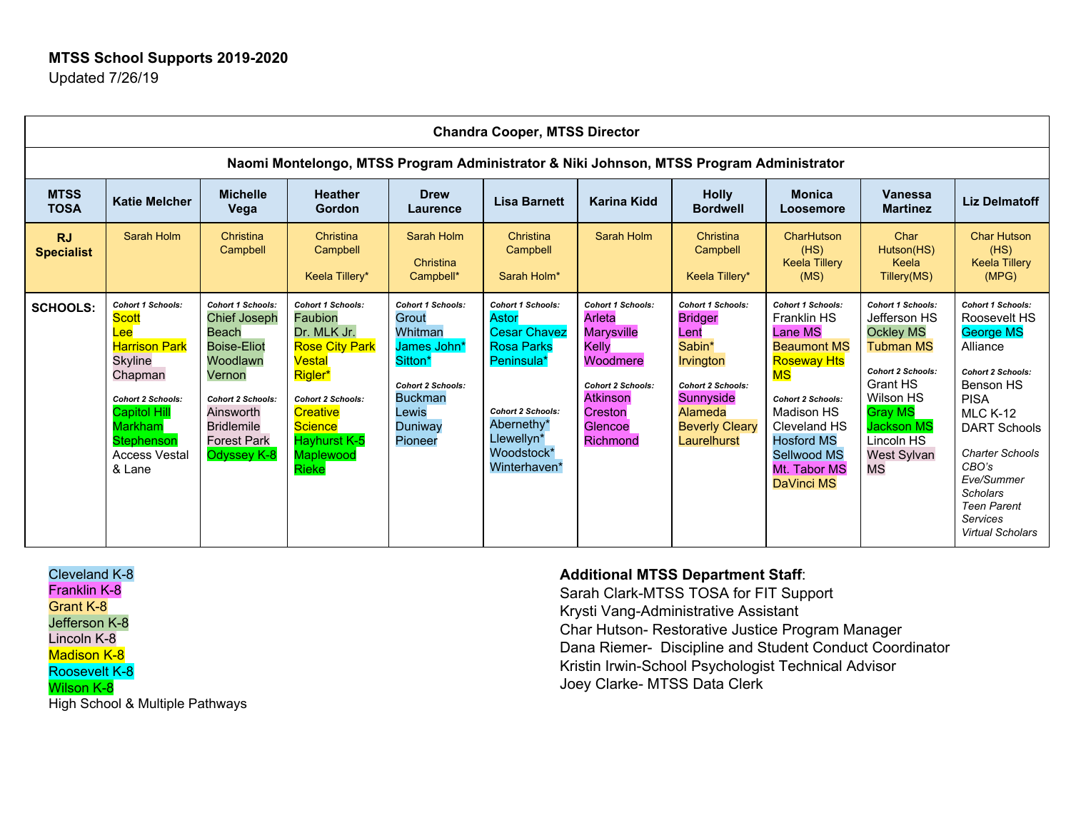# MTSS School Supports 2019-2020

Updated 7/26/19

| Chandra Cooper, MTSS Director | | | | | | | | | |
|---|---|---|---|---|---|---|---|---|---|
| **Naomi Montelongo, MTSS Program Administrator & Niki Johnson, MTSS Program Administrator** | | | | | | | | | |
| **MTSS TOSA** | **Katie Melcher** | **Michelle Vega** | **Heather Gordon** | **Drew Laurence** | **Lisa Barnett** | **Karina Kidd** | **Holly Bordwell** | **Monica Loosemore** | **Vanessa Martinez** | **Liz Delmatoff** |
| **RJ Specialist** | Sarah Holm | Christina Campbell | Christina Campbell<br>Keela Tillery* | Sarah Holm<br>Christina Campbell* | Christina Campbell<br>Sarah Holm* | Sarah Holm | Christina Campbell<br>Keela Tillery* | CharHutson (HS)<br>Keela Tillery (MS) | Char Hutson(HS)<br>Keela Tillery(MS) | Char Hutson (HS)<br>Keela Tillery (MPG) |
| **SCHOOLS:** | *Cohort 1 Schools:*<br>Scott<br>Lee<br>Harrison Park<br>Skyline<br>Chapman<br>*Cohort 2 Schools:*<br>Capitol Hill<br>Markham<br>Stephenson<br>Access Vestal & Lane | *Cohort 1 Schools:*<br>Chief Joseph Beach<br>Boise-Eliot<br>Woodlawn<br>Vernon<br>*Cohort 2 Schools:*<br>Ainsworth<br>Bridlemile<br>Forest Park<br>Odyssey K-8 | *Cohort 1 Schools:*<br>Faubion<br>Dr. MLK Jr.<br>Rose City Park<br>Vestal<br>Rigler*<br>*Cohort 2 Schools:*<br>Creative Science<br>Hayhurst K-5<br>Maplewood<br>Rieke | *Cohort 1 Schools:*<br>Grout<br>Whitman<br>James John*<br>Sitton*<br>*Cohort 2 Schools:*<br>Buckman<br>Lewis<br>Duniway<br>Pioneer | *Cohort 1 Schools:*<br>Astor<br>Cesar Chavez<br>Rosa Parks<br>Peninsula*<br>*Cohort 2 Schools:*<br>Abernethy*<br>Llewellyn*<br>Woodstock*<br>Winterhaven* | *Cohort 1 Schools:*<br>Arleta<br>Marysville<br>Kelly<br>Woodmere<br>*Cohort 2 Schools:*<br>Atkinson<br>Creston<br>Glencoe<br>Richmond | *Cohort 1 Schools:*<br>Bridger<br>Lent<br>Sabin*<br>Irvington<br>*Cohort 2 Schools:*<br>Sunnyside<br>Alameda<br>Beverly Cleary<br>Laurelhurst | *Cohort 1 Schools:*<br>Franklin HS<br>Lane MS<br>Beaumont MS<br>Roseway Hts MS<br>*Cohort 2 Schools:*<br>Madison HS<br>Cleveland HS<br>Hosford MS<br>Sellwood MS<br>Mt. Tabor MS<br>DaVinci MS | *Cohort 1 Schools:*<br>Jefferson HS<br>Ockley MS<br>Tubman MS<br>*Cohort 2 Schools:*<br>Grant HS<br>Wilson HS<br>Gray MS<br>Jackson MS<br>Lincoln HS<br>West Sylvan MS | *Cohort 1 Schools:*<br>Roosevelt HS<br>George MS<br>Alliance<br>*Cohort 2 Schools:*<br>Benson HS<br>PISA<br>MLC K-12<br>DART Schools<br>*Charter Schools*<br>*CBO's*<br>*Eve/Summer Scholars*<br>*Teen Parent Services*<br>*Virtual Scholars* |

- Cleveland K-8
- Franklin K-8
- Grant K-8
- Jefferson K-8
- Lincoln K-8
- Madison K-8
- Roosevelt K-8
- Wilson K-8
- High School & Multiple Pathways

**Additional MTSS Department Staff**:

Sarah Clark-MTSS TOSA for FIT Support
Krysti Vang-Administrative Assistant
Char Hutson- Restorative Justice Program Manager
Dana Riemer- Discipline and Student Conduct Coordinator
Kristin Irwin-School Psychologist Technical Advisor
Joey Clarke- MTSS Data Clerk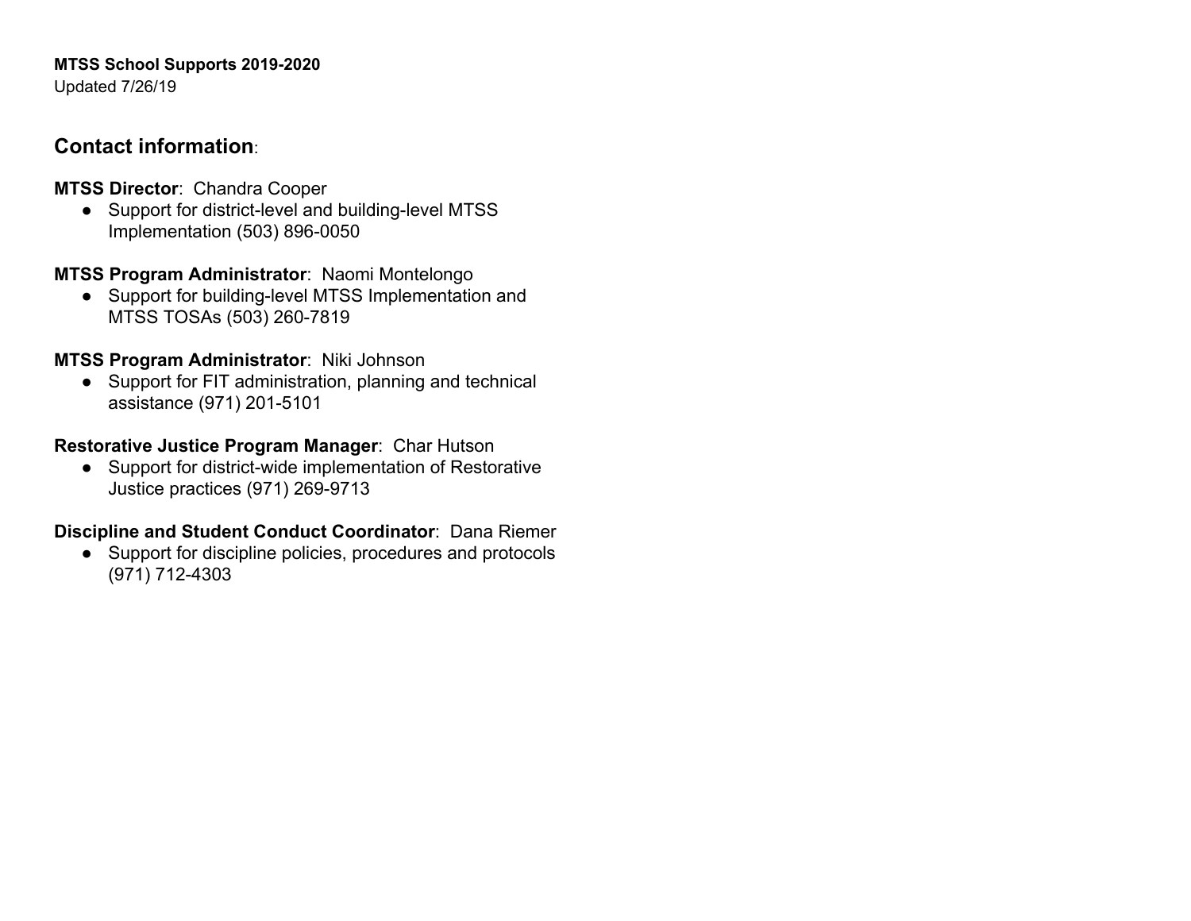**MTSS School Supports 2019-2020**
Updated 7/26/19

## Contact information:

**MTSS Director**: Chandra Cooper

- Support for district-level and building-level MTSS Implementation (503) 896-0050

**MTSS Program Administrator**: Naomi Montelongo

- Support for building-level MTSS Implementation and MTSS TOSAs (503) 260-7819

**MTSS Program Administrator**: Niki Johnson

- Support for FIT administration, planning and technical assistance (971) 201-5101

**Restorative Justice Program Manager**: Char Hutson

- Support for district-wide implementation of Restorative Justice practices (971) 269-9713

**Discipline and Student Conduct Coordinator**: Dana Riemer

- Support for discipline policies, procedures and protocols (971) 712-4303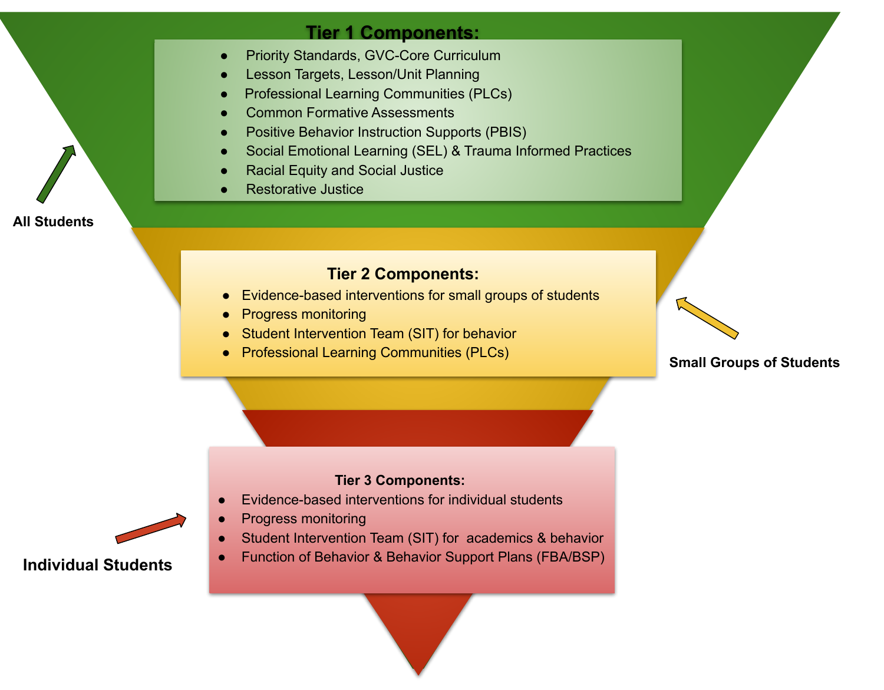### Tier 1 Components:

- Priority Standards, GVC-Core Curriculum
- Lesson Targets, Lesson/Unit Planning
- Professional Learning Communities (PLCs)
- Common Formative Assessments
- Positive Behavior Instruction Supports (PBIS)
- Social Emotional Learning (SEL) & Trauma Informed Practices
- Racial Equity and Social Justice
- Restorative Justice

**All Students**

### Tier 2 Components:

- Evidence-based interventions for small groups of students
- Progress monitoring
- Student Intervention Team (SIT) for behavior
- Professional Learning Communities (PLCs)

**Small Groups of Students**

### Tier 3 Components:

- Evidence-based interventions for individual students
- Progress monitoring
- Student Intervention Team (SIT) for academics & behavior
- Function of Behavior & Behavior Support Plans (FBA/BSP)

**Individual Students**